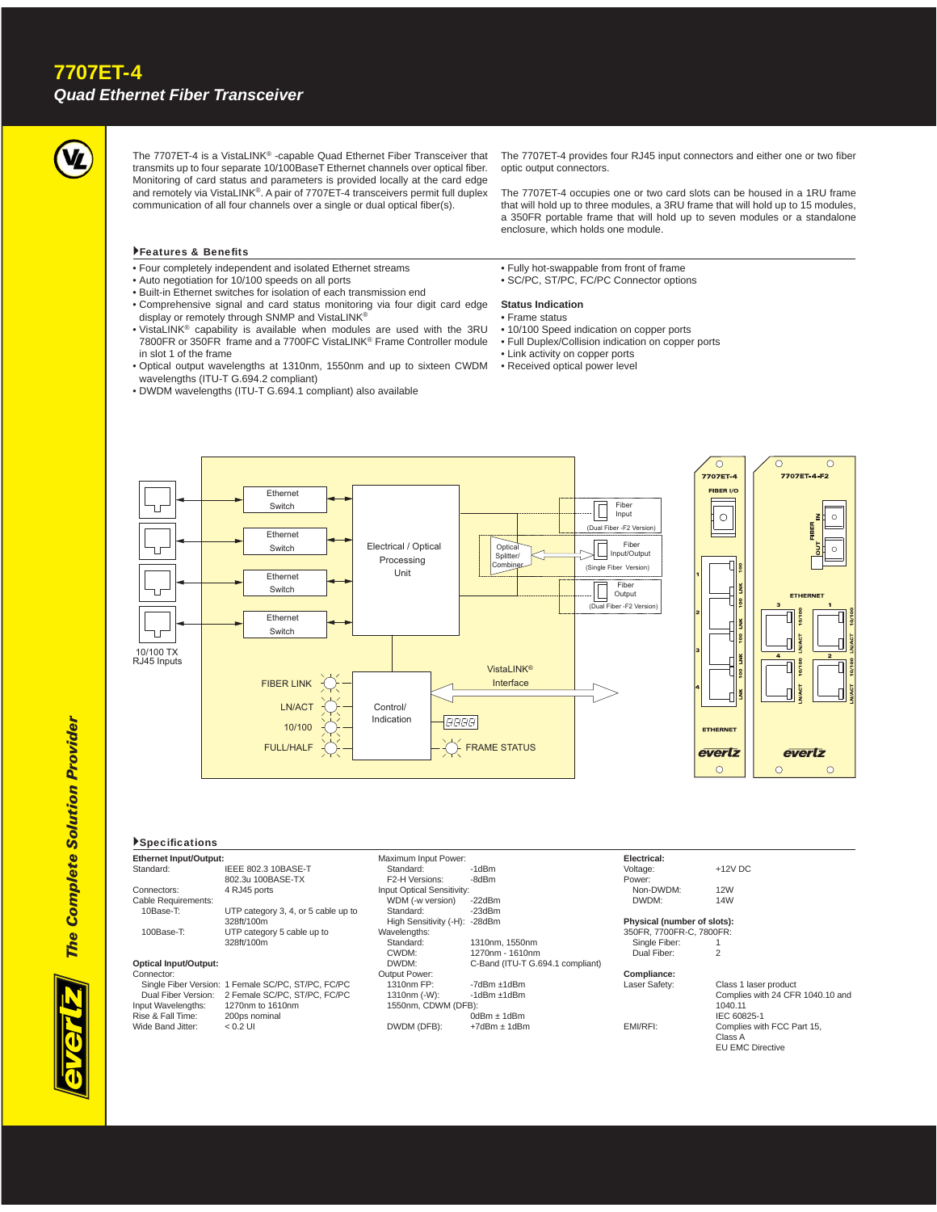# 7707ET-4

## Quad Ethernet Fiber Transceiver

The 7707ET-4 is a VistaLINK® -capable Quad Ethernet Fiber Transceiver that transmits up to four separate 10/100BaseT Ethernet channels over optical fiber. Monitoring of card status and parameters is provided locally at the card edge and remotely via VistaLINK®. A pair of 7707ET-4 transceivers permit full duplex communication of all four channels over a single or dual optical fiber(s).

The 7707ET-4 provides four RJ45 input connectors and either one or two fiber optic output connectors.

The 7707ET-4 occupies one or two card slots can be housed in a 1RU frame that will hold up to three modules, a 3RU frame that will hold up to 15 modules, a 350FR portable frame that will hold up to seven modules or a standalone enclosure, which holds one module.

### Features & Benefits

- Four completely independent and isolated Ethernet streams
- Auto negotiation for 10/100 speeds on all ports
- Built-in Ethernet switches for isolation of each transmission end
- Comprehensive signal and card status monitoring via four digit card edge display or remotely through SNMP and VistaLINK®
- VistaLINK® capability is available when modules are used with the 3RU 7800FR or 350FR frame and a 7700FC VistaLINK® Frame Controller module in slot 1 of the frame
- Optical output wavelengths at 1310nm, 1550nm and up to sixteen CWDM wavelengths (ITU-T G.694.2 compliant)
- DWDM wavelengths (ITU-T G.694.1 compliant) also available
- Fully hot-swappable from front of frame
- SC/PC, ST/PC, FC/PC Connector options

**Status Indication**

- Frame status
- 10/100 Speed indication on copper ports
- Full Duplex/Collision indication on copper ports
- Link activity on copper ports
- Received optical power level

### Specifications

**Ethernet Input/Output:**

| | |
|---|---|
| Standard: | IEEE 802.3 10BASE-T 802.3u 100BASE-TX |
| Connectors: | 4 RJ45 ports |
| Cable Requirements: | |
| 10Base-T: | UTP category 3, 4, or 5 cable up to 328ft/100m |
| 100Base-T: | UTP category 5 cable up to 328ft/100m |

**Optical Input/Output:**

| | |
|---|---|
| Connector: | |
| Single Fiber Version: | 1 Female SC/PC, ST/PC, FC/PC |
| Dual Fiber Version: | 2 Female SC/PC, ST/PC, FC/PC |
| Input Wavelengths: | 1270nm to 1610nm |
| Rise & Fall Time: | 200ps nominal |
| Wide Band Jitter: | < 0.2 UI |

| | |
|---|---|
| Maximum Input Power: | |
| Standard: | -1dBm |
| F2-H Versions: | -8dBm |
| Input Optical Sensitivity: | |
| WDM (-w version) | -22dBm |
| Standard: | -23dBm |
| High Sensitivity (-H): | -28dBm |
| Wavelengths: | |
| Standard: | 1310nm, 1550nm |
| CWDM: | 1270nm - 1610nm |
| DWDM: | C-Band (ITU-T G.694.1 compliant) |
| Output Power: | |
| 1310nm FP: | -7dBm ±1dBm |
| 1310nm (-W): | -1dBm ±1dBm |
| 1550nm, CDWM (DFB): | 0dBm ± 1dBm |
| DWDM (DFB): | +7dBm ± 1dBm |

**Electrical:**

| | |
|---|---|
| Voltage: | +12V DC |
| Power: | |
| Non-DWDM: | 12W |
| DWDM: | 14W |

**Physical (number of slots):**

| | |
|---|---|
| 350FR, 7700FR-C, 7800FR: | |
| Single Fiber: | 1 |
| Dual Fiber: | 2 |

**Compliance:**

| | |
|---|---|
| Laser Safety: | Class 1 laser product Complies with 24 CFR 1040.10 and 1040.11 IEC 60825-1 |
| EMI/RFI: | Complies with FCC Part 15, Class A EU EMC Directive |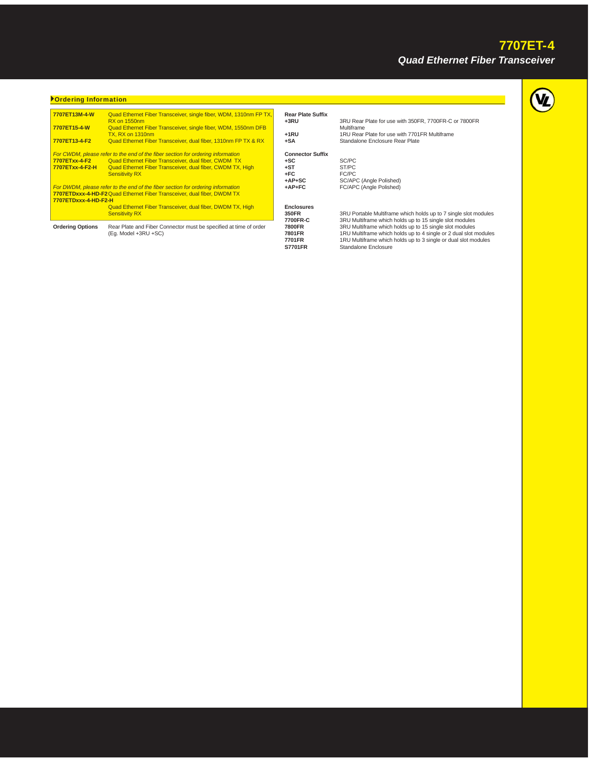# 7707ET-4

## Quad Ethernet Fiber Transceiver

### Ordering Information

| | |
|---|---|
| **7707ET13M-4-W** | Quad Ethernet Fiber Transceiver, single fiber, WDM, 1310nm FP TX, RX on 1550nm |
| **7707ET15-4-W** | Quad Ethernet Fiber Transceiver, single fiber, WDM, 1550nm DFB TX, RX on 1310nm |
| **7707ET13-4-F2** | Quad Ethernet Fiber Transceiver, dual fiber, 1310nm FP TX & RX |

*For CWDM, please refer to the end of the fiber section for ordering information*

| | |
|---|---|
| **7707ETxx-4-F2** | Quad Ethernet Fiber Transceiver, dual fiber, CWDM TX |
| **7707ETxx-4-F2-H** | Quad Ethernet Fiber Transceiver, dual fiber, CWDM TX, High Sensitivity RX |

*For DWDM, please refer to the end of the fiber section for ordering information*

| | |
|---|---|
| **7707ETDxxx-4-HD-F2** | Quad Ethernet Fiber Transceiver, dual fiber, DWDM TX |
| **7707ETDxxx-4-HD-F2-H** | Quad Ethernet Fiber Transceiver, dual fiber, DWDM TX, High Sensitivity RX |

| | |
|---|---|
| **Ordering Options** | Rear Plate and Fiber Connector must be specified at time of order (Eg. Model +3RU +SC) |

**Rear Plate Suffix**

| | |
|---|---|
| **+3RU** | 3RU Rear Plate for use with 350FR, 7700FR-C or 7800FR Multiframe |
| **+1RU** | 1RU Rear Plate for use with 7701FR Multiframe |
| **+SA** | Standalone Enclosure Rear Plate |

**Connector Suffix**

| | |
|---|---|
| **+SC** | SC/PC |
| **+ST** | ST/PC |
| **+FC** | FC/PC |
| **+AP+SC** | SC/APC (Angle Polished) |
| **+AP+FC** | FC/APC (Angle Polished) |

**Enclosures**

| | |
|---|---|
| **350FR** | 3RU Portable Multiframe which holds up to 7 single slot modules |
| **7700FR-C** | 3RU Multiframe which holds up to 15 single slot modules |
| **7800FR** | 3RU Multiframe which holds up to 15 single slot modules |
| **7801FR** | 1RU Multiframe which holds up to 4 single or 2 dual slot modules |
| **7701FR** | 1RU Multiframe which holds up to 3 single or dual slot modules |
| **S7701FR** | Standalone Enclosure |